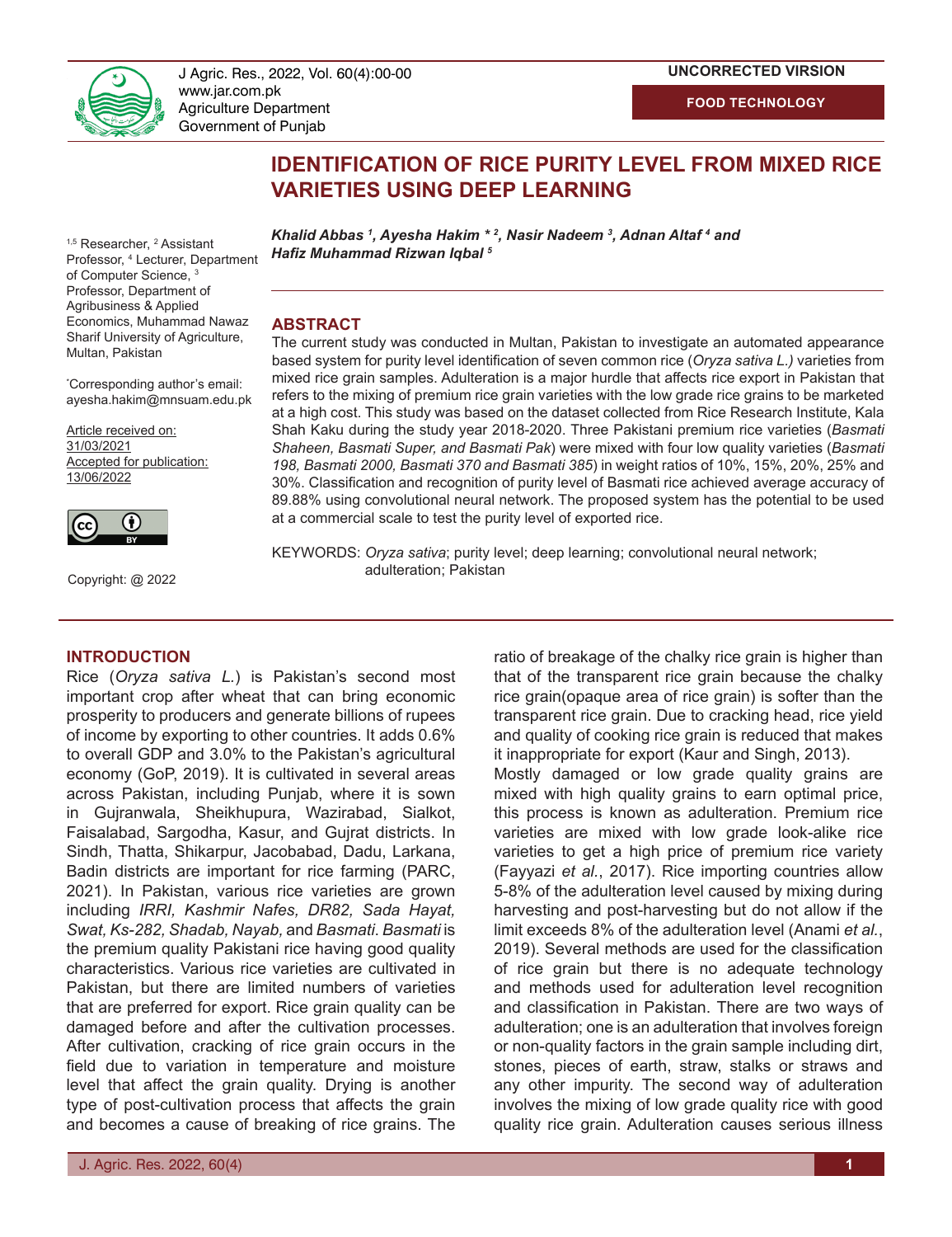UNCORRECTED VIRSION

FOOD TECHNOLOGY

# IDENTIFICATION OF RICE PURITY LEVEL FROM MIXED RICE VARIETIES USING DEEP LEARNING

***Khalid Abbas [1], Ayesha Hakim * [2], Nasir Nadeem [3], Adnan Altaf [4] and Hafiz Muhammad Rizwan Iqbal [5]***

[1,5] Researcher, [2] Assistant Professor, [4] Lecturer, Department of Computer Science, [3] Professor, Department of Agribusiness & Applied Economics, Muhammad Nawaz Sharif University of Agriculture, Multan, Pakistan

*Corresponding author's email: ayesha.hakim@mnsuam.edu.pk

Article received on: 31/03/2021
Accepted for publication: 13/06/2022

Copyright: @ 2022

## ABSTRACT

The current study was conducted in Multan, Pakistan to investigate an automated appearance based system for purity level identification of seven common rice (*Oryza sativa L.)* varieties from mixed rice grain samples. Adulteration is a major hurdle that affects rice export in Pakistan that refers to the mixing of premium rice grain varieties with the low grade rice grains to be marketed at a high cost. This study was based on the dataset collected from Rice Research Institute, Kala Shah Kaku during the study year 2018-2020. Three Pakistani premium rice varieties (*Basmati Shaheen, Basmati Super, and Basmati Pak*) were mixed with four low quality varieties (*Basmati 198, Basmati 2000, Basmati 370 and Basmati 385*) in weight ratios of 10%, 15%, 20%, 25% and 30%. Classification and recognition of purity level of Basmati rice achieved average accuracy of 89.88% using convolutional neural network. The proposed system has the potential to be used at a commercial scale to test the purity level of exported rice.

KEYWORDS: *Oryza sativa*; purity level; deep learning; convolutional neural network; adulteration; Pakistan

## INTRODUCTION

Rice (*Oryza sativa L.*) is Pakistan's second most important crop after wheat that can bring economic prosperity to producers and generate billions of rupees of income by exporting to other countries. It adds 0.6% to overall GDP and 3.0% to the Pakistan's agricultural economy (GoP, 2019). It is cultivated in several areas across Pakistan, including Punjab, where it is sown in Gujranwala, Sheikhupura, Wazirabad, Sialkot, Faisalabad, Sargodha, Kasur, and Gujrat districts. In Sindh, Thatta, Shikarpur, Jacobabad, Dadu, Larkana, Badin districts are important for rice farming (PARC, 2021). In Pakistan, various rice varieties are grown including *IRRI, Kashmir Nafes, DR82, Sada Hayat, Swat, Ks-282, Shadab, Nayab,* and *Basmati*. *Basmati* is the premium quality Pakistani rice having good quality characteristics. Various rice varieties are cultivated in Pakistan, but there are limited numbers of varieties that are preferred for export. Rice grain quality can be damaged before and after the cultivation processes. After cultivation, cracking of rice grain occurs in the field due to variation in temperature and moisture level that affect the grain quality. Drying is another type of post-cultivation process that affects the grain and becomes a cause of breaking of rice grains. The ratio of breakage of the chalky rice grain is higher than that of the transparent rice grain because the chalky rice grain(opaque area of rice grain) is softer than the transparent rice grain. Due to cracking head, rice yield and quality of cooking rice grain is reduced that makes it inappropriate for export (Kaur and Singh, 2013).

Mostly damaged or low grade quality grains are mixed with high quality grains to earn optimal price, this process is known as adulteration. Premium rice varieties are mixed with low grade look-alike rice varieties to get a high price of premium rice variety (Fayyazi *et al*., 2017). Rice importing countries allow 5-8% of the adulteration level caused by mixing during harvesting and post-harvesting but do not allow if the limit exceeds 8% of the adulteration level (Anami *et al*., 2019). Several methods are used for the classification of rice grain but there is no adequate technology and methods used for adulteration level recognition and classification in Pakistan. There are two ways of adulteration; one is an adulteration that involves foreign or non-quality factors in the grain sample including dirt, stones, pieces of earth, straw, stalks or straws and any other impurity. The second way of adulteration involves the mixing of low grade quality rice with good quality rice grain. Adulteration causes serious illness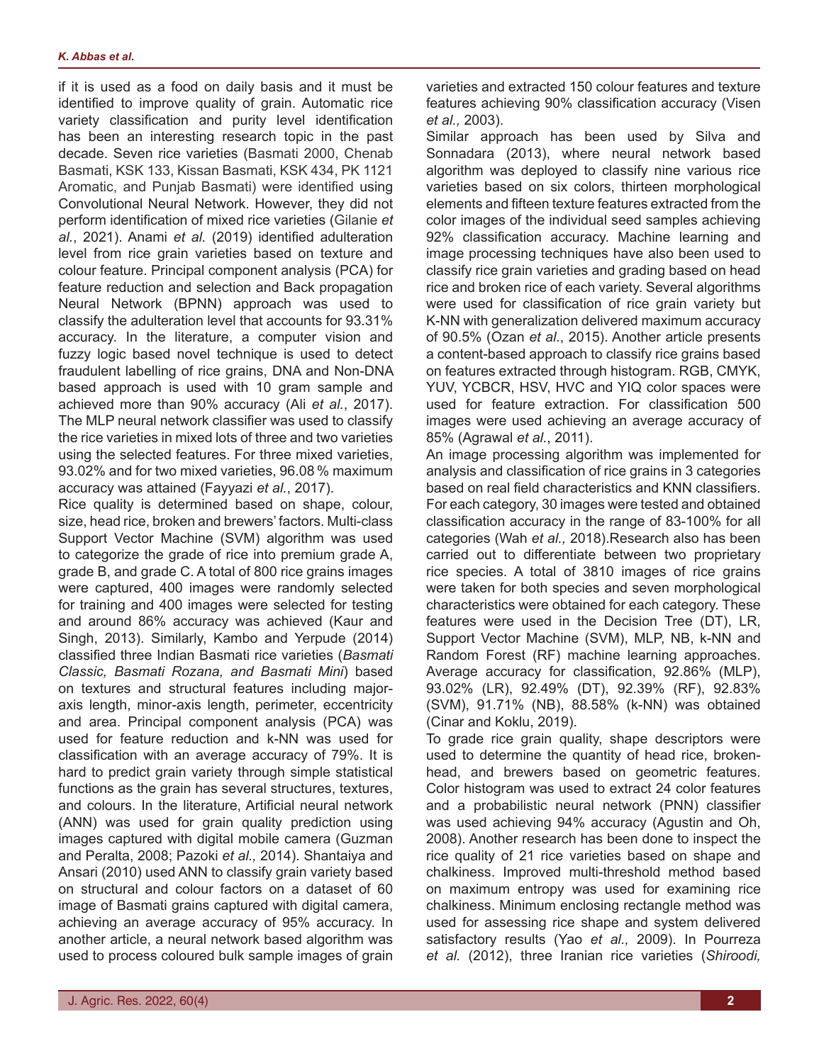if it is used as a food on daily basis and it must be identified to improve quality of grain. Automatic rice variety classification and purity level identification has been an interesting research topic in the past decade. Seven rice varieties (Basmati 2000, Chenab Basmati, KSK 133, Kissan Basmati, KSK 434, PK 1121 Aromatic, and Punjab Basmati) were identified using Convolutional Neural Network. However, they did not perform identification of mixed rice varieties (Gilanie *et al.*, 2021). Anami *et al.* (2019) identified adulteration level from rice grain varieties based on texture and colour feature. Principal component analysis (PCA) for feature reduction and selection and Back propagation Neural Network (BPNN) approach was used to classify the adulteration level that accounts for 93.31% accuracy. In the literature, a computer vision and fuzzy logic based novel technique is used to detect fraudulent labelling of rice grains, DNA and Non-DNA based approach is used with 10 gram sample and achieved more than 90% accuracy (Ali *et al.*, 2017). The MLP neural network classifier was used to classify the rice varieties in mixed lots of three and two varieties using the selected features. For three mixed varieties, 93.02% and for two mixed varieties, 96.08 % maximum accuracy was attained (Fayyazi *et al.*, 2017).

Rice quality is determined based on shape, colour, size, head rice, broken and brewers' factors. Multi-class Support Vector Machine (SVM) algorithm was used to categorize the grade of rice into premium grade A, grade B, and grade C. A total of 800 rice grains images were captured, 400 images were randomly selected for training and 400 images were selected for testing and around 86% accuracy was achieved (Kaur and Singh, 2013). Similarly, Kambo and Yerpude (2014) classified three Indian Basmati rice varieties (*Basmati Classic, Basmati Rozana, and Basmati Mini*) based on textures and structural features including major-axis length, minor-axis length, perimeter, eccentricity and area. Principal component analysis (PCA) was used for feature reduction and k-NN was used for classification with an average accuracy of 79%. It is hard to predict grain variety through simple statistical functions as the grain has several structures, textures, and colours. In the literature, Artificial neural network (ANN) was used for grain quality prediction using images captured with digital mobile camera (Guzman and Peralta, 2008; Pazoki *et al.,* 2014). Shantaiya and Ansari (2010) used ANN to classify grain variety based on structural and colour factors on a dataset of 60 image of Basmati grains captured with digital camera, achieving an average accuracy of 95% accuracy. In another article, a neural network based algorithm was used to process coloured bulk sample images of grain varieties and extracted 150 colour features and texture features achieving 90% classification accuracy (Visen *et al.,* 2003).

Similar approach has been used by Silva and Sonnadara (2013), where neural network based algorithm was deployed to classify nine various rice varieties based on six colors, thirteen morphological elements and fifteen texture features extracted from the color images of the individual seed samples achieving 92% classification accuracy. Machine learning and image processing techniques have also been used to classify rice grain varieties and grading based on head rice and broken rice of each variety. Several algorithms were used for classification of rice grain variety but K-NN with generalization delivered maximum accuracy of 90.5% (Ozan *et al.*, 2015). Another article presents a content-based approach to classify rice grains based on features extracted through histogram. RGB, CMYK, YUV, YCBCR, HSV, HVC and YIQ color spaces were used for feature extraction. For classification 500 images were used achieving an average accuracy of 85% (Agrawal *et al.*, 2011).

An image processing algorithm was implemented for analysis and classification of rice grains in 3 categories based on real field characteristics and KNN classifiers. For each category, 30 images were tested and obtained classification accuracy in the range of 83-100% for all categories (Wah *et al.,* 2018).Research also has been carried out to differentiate between two proprietary rice species. A total of 3810 images of rice grains were taken for both species and seven morphological characteristics were obtained for each category. These features were used in the Decision Tree (DT), LR, Support Vector Machine (SVM), MLP, NB, k-NN and Random Forest (RF) machine learning approaches. Average accuracy for classification, 92.86% (MLP), 93.02% (LR), 92.49% (DT), 92.39% (RF), 92.83% (SVM), 91.71% (NB), 88.58% (k-NN) was obtained (Cinar and Koklu, 2019).

To grade rice grain quality, shape descriptors were used to determine the quantity of head rice, broken-head, and brewers based on geometric features. Color histogram was used to extract 24 color features and a probabilistic neural network (PNN) classifier was used achieving 94% accuracy (Agustin and Oh, 2008). Another research has been done to inspect the rice quality of 21 rice varieties based on shape and chalkiness. Improved multi-threshold method based on maximum entropy was used for examining rice chalkiness. Minimum enclosing rectangle method was used for assessing rice shape and system delivered satisfactory results (Yao *et al.,* 2009). In Pourreza *et al.* (2012), three Iranian rice varieties (*Shiroodi,*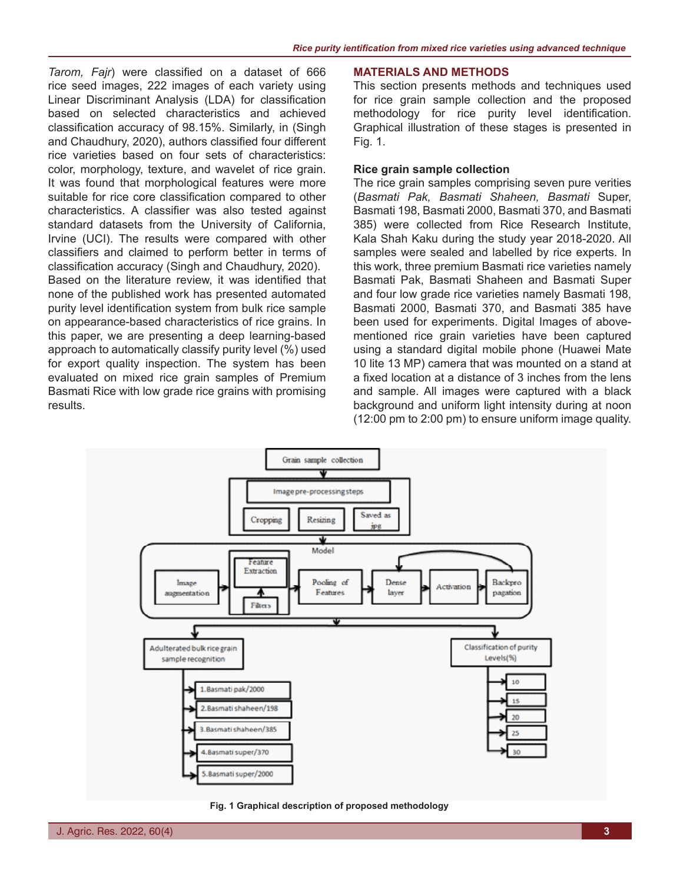*Tarom, Fajr*) were classified on a dataset of 666 rice seed images, 222 images of each variety using Linear Discriminant Analysis (LDA) for classification based on selected characteristics and achieved classification accuracy of 98.15%. Similarly, in (Singh and Chaudhury, 2020), authors classified four different rice varieties based on four sets of characteristics: color, morphology, texture, and wavelet of rice grain. It was found that morphological features were more suitable for rice core classification compared to other characteristics. A classifier was also tested against standard datasets from the University of California, Irvine (UCI). The results were compared with other classifiers and claimed to perform better in terms of classification accuracy (Singh and Chaudhury, 2020).

Based on the literature review, it was identified that none of the published work has presented automated purity level identification system from bulk rice sample on appearance-based characteristics of rice grains. In this paper, we are presenting a deep learning-based approach to automatically classify purity level (%) used for export quality inspection. The system has been evaluated on mixed rice grain samples of Premium Basmati Rice with low grade rice grains with promising results.

## MATERIALS AND METHODS

This section presents methods and techniques used for rice grain sample collection and the proposed methodology for rice purity level identification. Graphical illustration of these stages is presented in Fig. 1.

### Rice grain sample collection

The rice grain samples comprising seven pure verities (*Basmati Pak, Basmati Shaheen, Basmati* Super, Basmati 198, Basmati 2000, Basmati 370, and Basmati 385) were collected from Rice Research Institute, Kala Shah Kaku during the study year 2018-2020. All samples were sealed and labelled by rice experts. In this work, three premium Basmati rice varieties namely Basmati Pak, Basmati Shaheen and Basmati Super and four low grade rice varieties namely Basmati 198, Basmati 2000, Basmati 370, and Basmati 385 have been used for experiments. Digital Images of above-mentioned rice grain varieties have been captured using a standard digital mobile phone (Huawei Mate 10 lite 13 MP) camera that was mounted on a stand at a fixed location at a distance of 3 inches from the lens and sample. All images were captured with a black background and uniform light intensity during at noon (12:00 pm to 2:00 pm) to ensure uniform image quality.

Grain sample collection → Image pre-processing steps (Cropping, Resizing, Saved as jpg) → Model (Image augmentation → Feature Extraction / Filters → Pooling of Features → Dense layer → Activation → Backpropagation) → Adulterated bulk rice grain sample recognition (1. Basmati pak/2000; 2. Basmati shaheen/198; 3. Basmati shaheen/385; 4. Basmati super/370; 5. Basmati super/2000) and Classification of purity Levels(%) (10; 15; 20; 25; 30)

**Fig. 1 Graphical description of proposed methodology**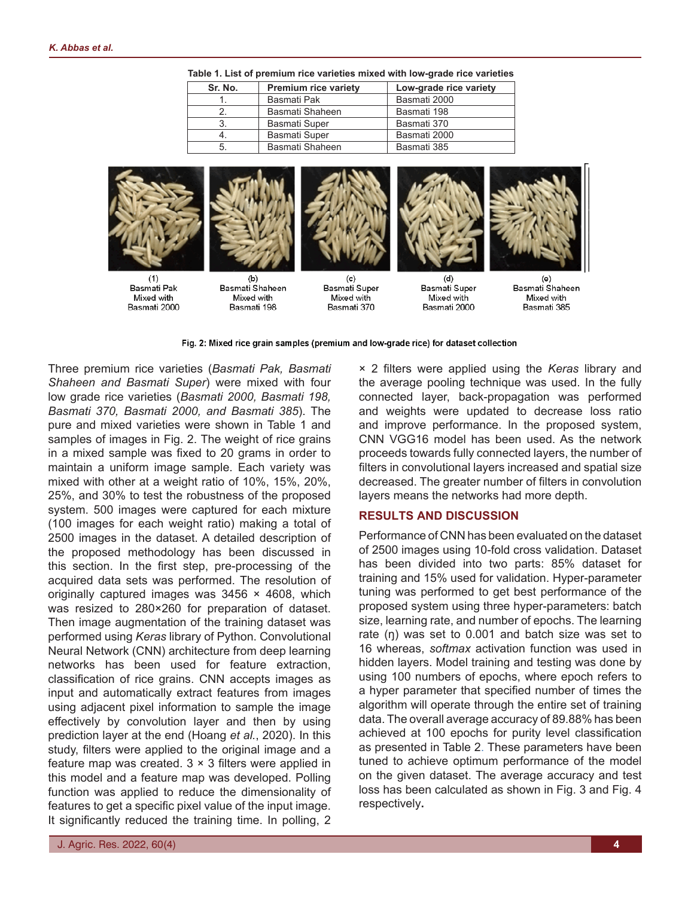Table 1. List of premium rice varieties mixed with low-grade rice varieties

| Sr. No. | Premium rice variety | Low-grade rice variety |
|---|---|---|
| 1. | Basmati Pak | Basmati 2000 |
| 2. | Basmati Shaheen | Basmati 198 |
| 3. | Basmati Super | Basmati 370 |
| 4. | Basmati Super | Basmati 2000 |
| 5. | Basmati Shaheen | Basmati 385 |

(1) Basmati Pak Mixed with Basmati 2000 (b) Basmati Shaheen Mixed with Basmati 198 (c) Basmati Super Mixed with Basmati 370 (d) Basmati Super Mixed with Basmati 2000 (e) Basmati Shaheen Mixed with Basmati 385

Fig. 2: Mixed rice grain samples (premium and low-grade rice) for dataset collection

Three premium rice varieties (*Basmati Pak, Basmati Shaheen and Basmati Super*) were mixed with four low grade rice varieties (*Basmati 2000, Basmati 198, Basmati 370, Basmati 2000, and Basmati 385*). The pure and mixed varieties were shown in Table 1 and samples of images in Fig. 2. The weight of rice grains in a mixed sample was fixed to 20 grams in order to maintain a uniform image sample. Each variety was mixed with other at a weight ratio of 10%, 15%, 20%, 25%, and 30% to test the robustness of the proposed system. 500 images were captured for each mixture (100 images for each weight ratio) making a total of 2500 images in the dataset. A detailed description of the proposed methodology has been discussed in this section. In the first step, pre-processing of the acquired data sets was performed. The resolution of originally captured images was 3456 × 4608, which was resized to 280×260 for preparation of dataset. Then image augmentation of the training dataset was performed using *Keras* library of Python. Convolutional Neural Network (CNN) architecture from deep learning networks has been used for feature extraction, classification of rice grains. CNN accepts images as input and automatically extract features from images using adjacent pixel information to sample the image effectively by convolution layer and then by using prediction layer at the end (Hoang *et al.*, 2020). In this study, filters were applied to the original image and a feature map was created. 3 × 3 filters were applied in this model and a feature map was developed. Polling function was applied to reduce the dimensionality of features to get a specific pixel value of the input image. It significantly reduced the training time. In polling, 2 × 2 filters were applied using the *Keras* library and the average pooling technique was used. In the fully connected layer, back-propagation was performed and weights were updated to decrease loss ratio and improve performance. In the proposed system, CNN VGG16 model has been used. As the network proceeds towards fully connected layers, the number of filters in convolutional layers increased and spatial size decreased. The greater number of filters in convolution layers means the networks had more depth.

## RESULTS AND DISCUSSION

Performance of CNN has been evaluated on the dataset of 2500 images using 10-fold cross validation. Dataset has been divided into two parts: 85% dataset for training and 15% used for validation. Hyper-parameter tuning was performed to get best performance of the proposed system using three hyper-parameters: batch size, learning rate, and number of epochs. The learning rate (ŋ) was set to 0.001 and batch size was set to 16 whereas, *softmax* activation function was used in hidden layers. Model training and testing was done by using 100 numbers of epochs, where epoch refers to a hyper parameter that specified number of times the algorithm will operate through the entire set of training data. The overall average accuracy of 89.88% has been achieved at 100 epochs for purity level classification as presented in Table 2. These parameters have been tuned to achieve optimum performance of the model on the given dataset. The average accuracy and test loss has been calculated as shown in Fig. 3 and Fig. 4 respectively.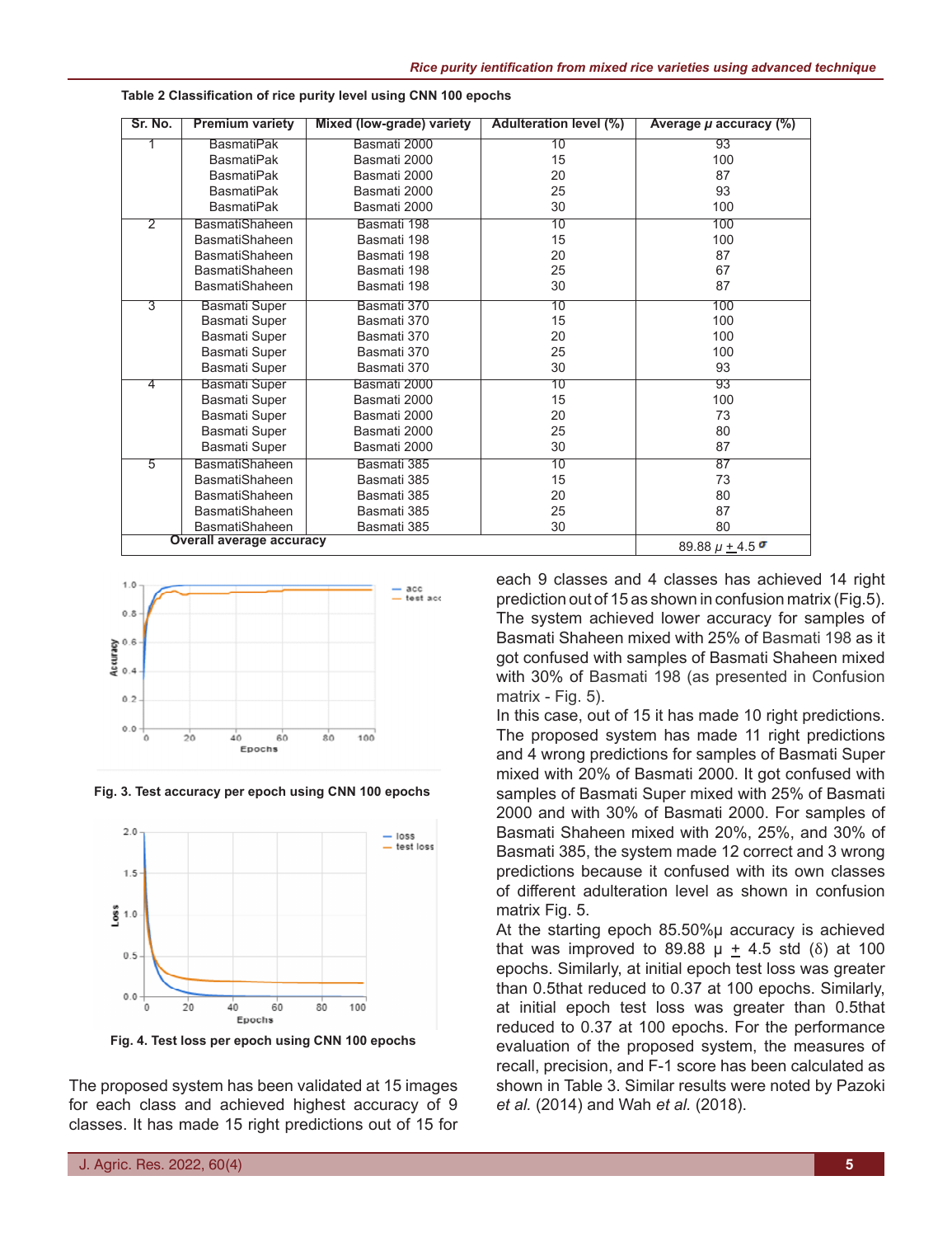**Table 2 Classification of rice purity level using CNN 100 epochs**

| Sr. No. | Premium variety | Mixed (low-grade) variety | Adulteration level (%) | Average *μ* accuracy (%) |
|---|---|---|---|---|
| 1 | BasmatiPak | Basmati 2000 | 10 | 93 |
| | BasmatiPak | Basmati 2000 | 15 | 100 |
| | BasmatiPak | Basmati 2000 | 20 | 87 |
| | BasmatiPak | Basmati 2000 | 25 | 93 |
| | BasmatiPak | Basmati 2000 | 30 | 100 |
| 2 | BasmatiShaheen | Basmati 198 | 10 | 100 |
| | BasmatiShaheen | Basmati 198 | 15 | 100 |
| | BasmatiShaheen | Basmati 198 | 20 | 87 |
| | BasmatiShaheen | Basmati 198 | 25 | 67 |
| | BasmatiShaheen | Basmati 198 | 30 | 87 |
| 3 | Basmati Super | Basmati 370 | 10 | 100 |
| | Basmati Super | Basmati 370 | 15 | 100 |
| | Basmati Super | Basmati 370 | 20 | 100 |
| | Basmati Super | Basmati 370 | 25 | 100 |
| | Basmati Super | Basmati 370 | 30 | 93 |
| 4 | Basmati Super | Basmati 2000 | 10 | 93 |
| | Basmati Super | Basmati 2000 | 15 | 100 |
| | Basmati Super | Basmati 2000 | 20 | 73 |
| | Basmati Super | Basmati 2000 | 25 | 80 |
| | Basmati Super | Basmati 2000 | 30 | 87 |
| 5 | BasmatiShaheen | Basmati 385 | 10 | 87 |
| | BasmatiShaheen | Basmati 385 | 15 | 73 |
| | BasmatiShaheen | Basmati 385 | 20 | 80 |
| | BasmatiShaheen | Basmati 385 | 25 | 87 |
| | BasmatiShaheen | Basmati 385 | 30 | 80 |
| Overall average accuracy | | | | 89.88 $\mu \pm 4.5\,\sigma$ |

**Fig. 3. Test accuracy per epoch using CNN 100 epochs**

**Fig. 4. Test loss per epoch using CNN 100 epochs**

The proposed system has been validated at 15 images for each class and achieved highest accuracy of 9 classes. It has made 15 right predictions out of 15 for each 9 classes and 4 classes has achieved 14 right prediction out of 15 as shown in confusion matrix (Fig.5). The system achieved lower accuracy for samples of Basmati Shaheen mixed with 25% of Basmati 198 as it got confused with samples of Basmati Shaheen mixed with 30% of Basmati 198 (as presented in Confusion matrix - Fig. 5).

In this case, out of 15 it has made 10 right predictions. The proposed system has made 11 right predictions and 4 wrong predictions for samples of Basmati Super mixed with 20% of Basmati 2000. It got confused with samples of Basmati Super mixed with 25% of Basmati 2000 and with 30% of Basmati 2000. For samples of Basmati Shaheen mixed with 20%, 25%, and 30% of Basmati 385, the system made 12 correct and 3 wrong predictions because it confused with its own classes of different adulteration level as shown in confusion matrix Fig. 5.

At the starting epoch 85.50%μ accuracy is achieved that was improved to 89.88 μ $\pm$ 4.5 std (δ) at 100 epochs. Similarly, at initial epoch test loss was greater than 0.5that reduced to 0.37 at 100 epochs. Similarly, at initial epoch test loss was greater than 0.5that reduced to 0.37 at 100 epochs. For the performance evaluation of the proposed system, the measures of recall, precision, and F-1 score has been calculated as shown in Table 3. Similar results were noted by Pazoki *et al.* (2014) and Wah *et al.* (2018).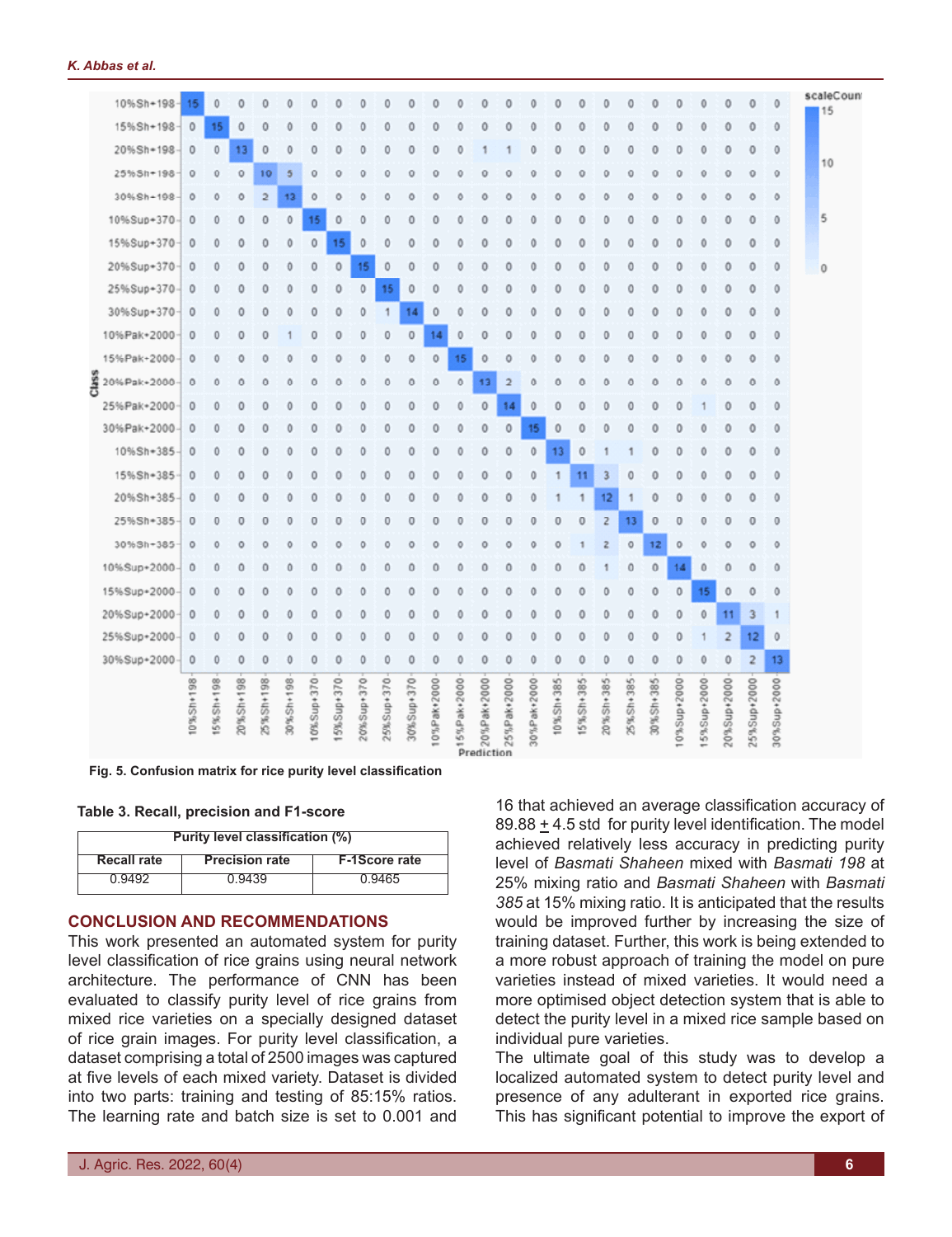Fig. 5. Confusion matrix for rice purity level classification

Table 3. Recall, precision and F1-score

| Purity level classification (%) | | |
|---|---|---|
| Recall rate | Precision rate | F-1Score rate |
| 0.9492 | 0.9439 | 0.9465 |

## CONCLUSION AND RECOMMENDATIONS

This work presented an automated system for purity level classification of rice grains using neural network architecture. The performance of CNN has been evaluated to classify purity level of rice grains from mixed rice varieties on a specially designed dataset of rice grain images. For purity level classification, a dataset comprising a total of 2500 images was captured at five levels of each mixed variety. Dataset is divided into two parts: training and testing of 85:15% ratios. The learning rate and batch size is set to 0.001 and 16 that achieved an average classification accuracy of 89.88 $\pm$ 4.5 std for purity level identification. The model achieved relatively less accuracy in predicting purity level of *Basmati Shaheen* mixed with *Basmati 198* at 25% mixing ratio and *Basmati Shaheen* with *Basmati 385* at 15% mixing ratio. It is anticipated that the results would be improved further by increasing the size of training dataset. Further, this work is being extended to a more robust approach of training the model on pure varieties instead of mixed varieties. It would need a more optimised object detection system that is able to detect the purity level in a mixed rice sample based on individual pure varieties.

The ultimate goal of this study was to develop a localized automated system to detect purity level and presence of any adulterant in exported rice grains. This has significant potential to improve the export of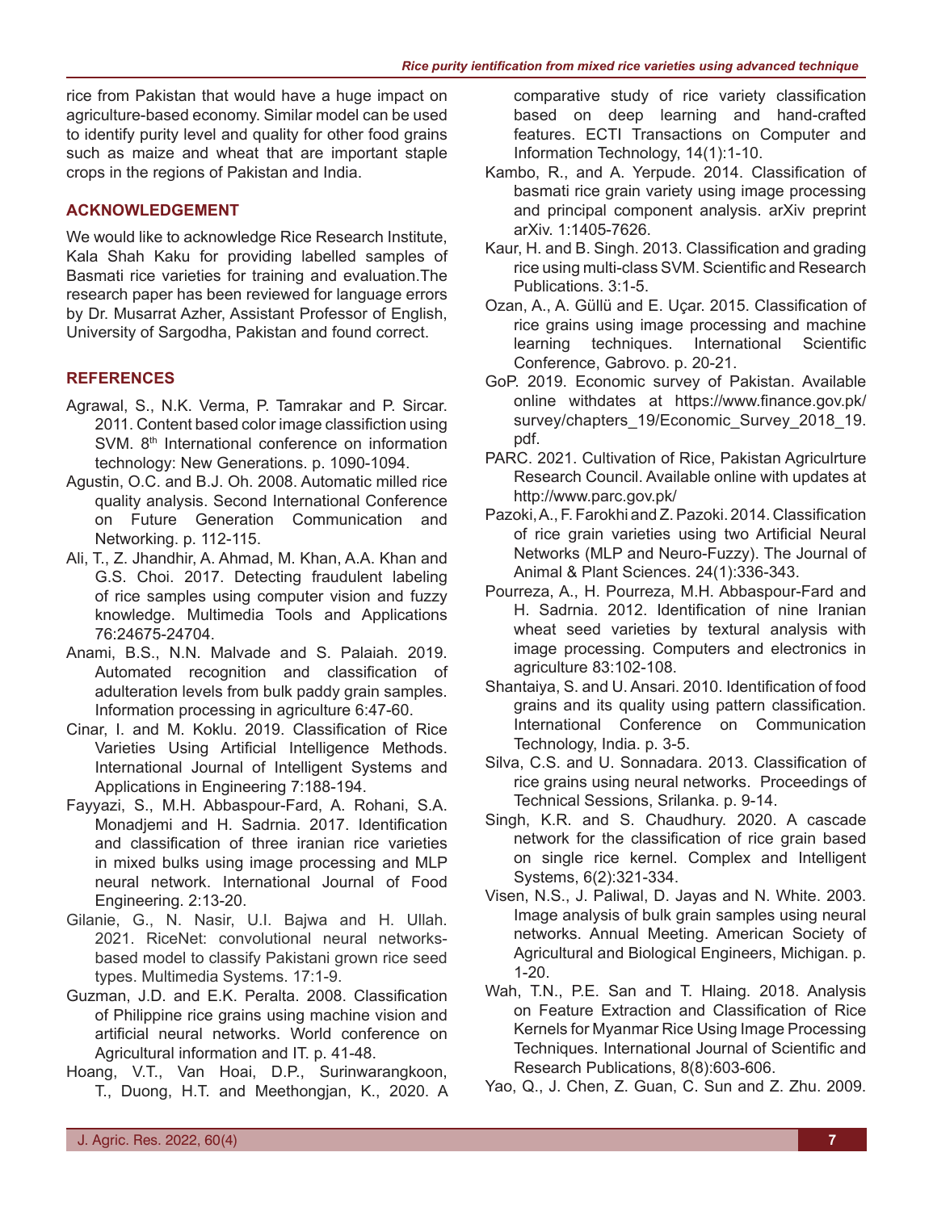rice from Pakistan that would have a huge impact on agriculture-based economy. Similar model can be used to identify purity level and quality for other food grains such as maize and wheat that are important staple crops in the regions of Pakistan and India.

## ACKNOWLEDGEMENT

We would like to acknowledge Rice Research Institute, Kala Shah Kaku for providing labelled samples of Basmati rice varieties for training and evaluation.The research paper has been reviewed for language errors by Dr. Musarrat Azher, Assistant Professor of English, University of Sargodha, Pakistan and found correct.

## REFERENCES

Agrawal, S., N.K. Verma, P. Tamrakar and P. Sircar. 2011. Content based color image classifiction using SVM. 8th International conference on information technology: New Generations. p. 1090-1094.

Agustin, O.C. and B.J. Oh. 2008. Automatic milled rice quality analysis. Second International Conference on Future Generation Communication and Networking. p. 112-115.

Ali, T., Z. Jhandhir, A. Ahmad, M. Khan, A.A. Khan and G.S. Choi. 2017. Detecting fraudulent labeling of rice samples using computer vision and fuzzy knowledge. Multimedia Tools and Applications 76:24675-24704.

Anami, B.S., N.N. Malvade and S. Palaiah. 2019. Automated recognition and classification of adulteration levels from bulk paddy grain samples. Information processing in agriculture 6:47-60.

Cinar, I. and M. Koklu. 2019. Classification of Rice Varieties Using Artificial Intelligence Methods. International Journal of Intelligent Systems and Applications in Engineering 7:188-194.

Fayyazi, S., M.H. Abbaspour-Fard, A. Rohani, S.A. Monadjemi and H. Sadrnia. 2017. Identification and classification of three iranian rice varieties in mixed bulks using image processing and MLP neural network. International Journal of Food Engineering. 2:13-20.

Gilanie, G., N. Nasir, U.I. Bajwa and H. Ullah. 2021. RiceNet: convolutional neural networks-based model to classify Pakistani grown rice seed types. Multimedia Systems. 17:1-9.

Guzman, J.D. and E.K. Peralta. 2008. Classification of Philippine rice grains using machine vision and artificial neural networks. World conference on Agricultural information and IT. p. 41-48.

Hoang, V.T., Van Hoai, D.P., Surinwarangkoon, T., Duong, H.T. and Meethongjan, K., 2020. A comparative study of rice variety classification based on deep learning and hand-crafted features. ECTI Transactions on Computer and Information Technology, 14(1):1-10.

Kambo, R., and A. Yerpude. 2014. Classification of basmati rice grain variety using image processing and principal component analysis. arXiv preprint arXiv. 1:1405-7626.

Kaur, H. and B. Singh. 2013. Classification and grading rice using multi-class SVM. Scientific and Research Publications. 3:1-5.

Ozan, A., A. Güllü and E. Uçar. 2015. Classification of rice grains using image processing and machine learning techniques. International Scientific Conference, Gabrovo. p. 20-21.

GoP. 2019. Economic survey of Pakistan. Available online withdates at https://www.finance.gov.pk/survey/chapters_19/Economic_Survey_2018_19.pdf.

PARC. 2021. Cultivation of Rice, Pakistan Agriculrture Research Council. Available online with updates at http://www.parc.gov.pk/

Pazoki, A., F. Farokhi and Z. Pazoki. 2014. Classification of rice grain varieties using two Artificial Neural Networks (MLP and Neuro-Fuzzy). The Journal of Animal & Plant Sciences. 24(1):336-343.

Pourreza, A., H. Pourreza, M.H. Abbaspour-Fard and H. Sadrnia. 2012. Identification of nine Iranian wheat seed varieties by textural analysis with image processing. Computers and electronics in agriculture 83:102-108.

Shantaiya, S. and U. Ansari. 2010. Identification of food grains and its quality using pattern classification. International Conference on Communication Technology, India. p. 3-5.

Silva, C.S. and U. Sonnadara. 2013. Classification of rice grains using neural networks. Proceedings of Technical Sessions, Srilanka. p. 9-14.

Singh, K.R. and S. Chaudhury. 2020. A cascade network for the classification of rice grain based on single rice kernel. Complex and Intelligent Systems, 6(2):321-334.

Visen, N.S., J. Paliwal, D. Jayas and N. White. 2003. Image analysis of bulk grain samples using neural networks. Annual Meeting. American Society of Agricultural and Biological Engineers, Michigan. p. 1-20.

Wah, T.N., P.E. San and T. Hlaing. 2018. Analysis on Feature Extraction and Classification of Rice Kernels for Myanmar Rice Using Image Processing Techniques. International Journal of Scientific and Research Publications, 8(8):603-606.

Yao, Q., J. Chen, Z. Guan, C. Sun and Z. Zhu. 2009.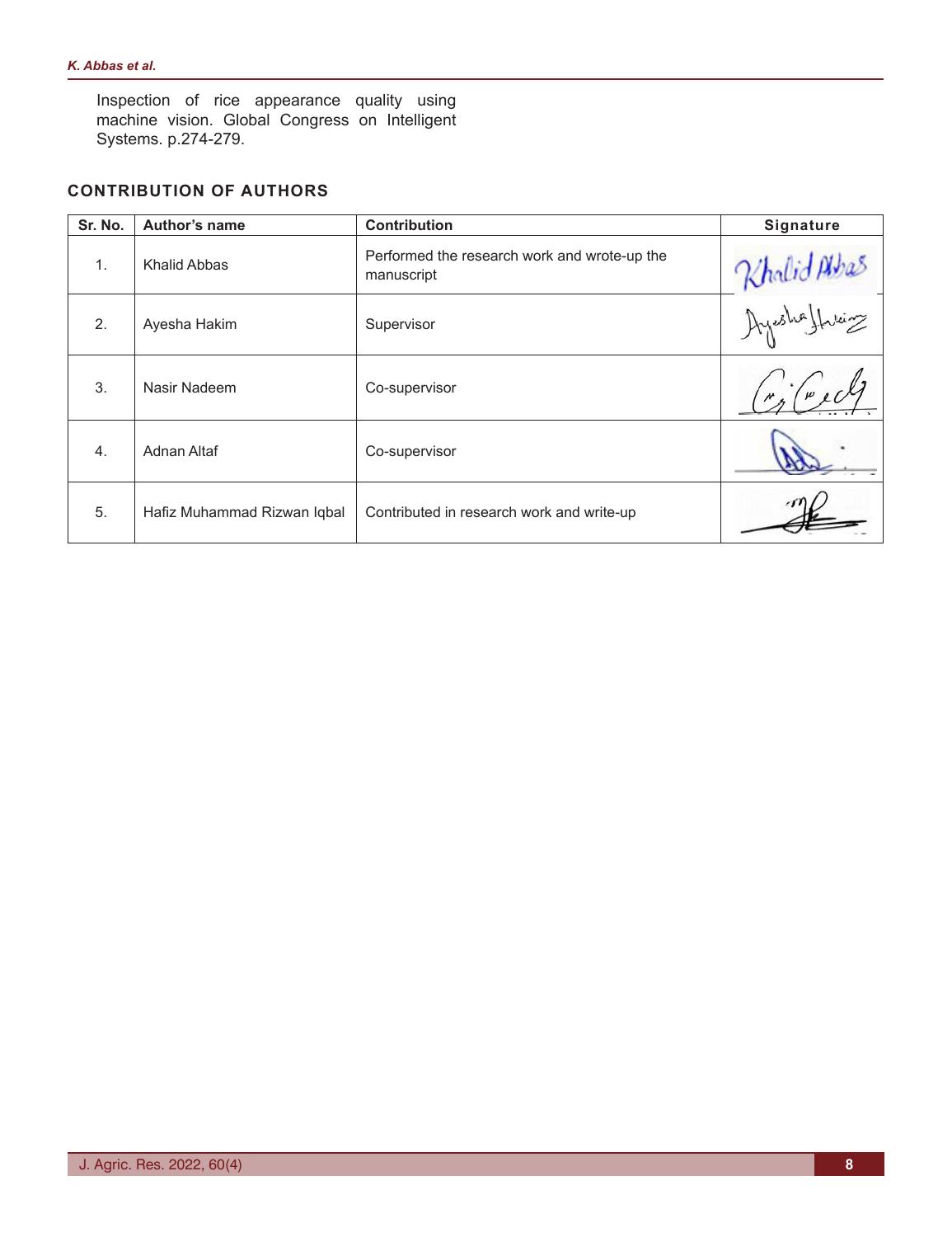Inspection of rice appearance quality using machine vision. Global Congress on Intelligent Systems. p.274-279.

## CONTRIBUTION OF AUTHORS

| Sr. No. | Author's name | Contribution | Signature |
|---|---|---|---|
| 1. | Khalid Abbas | Performed the research work and wrote-up the manuscript | |
| 2. | Ayesha Hakim | Supervisor | |
| 3. | Nasir Nadeem | Co-supervisor | |
| 4. | Adnan Altaf | Co-supervisor | |
| 5. | Hafiz Muhammad Rizwan Iqbal | Contributed in research work and write-up | |